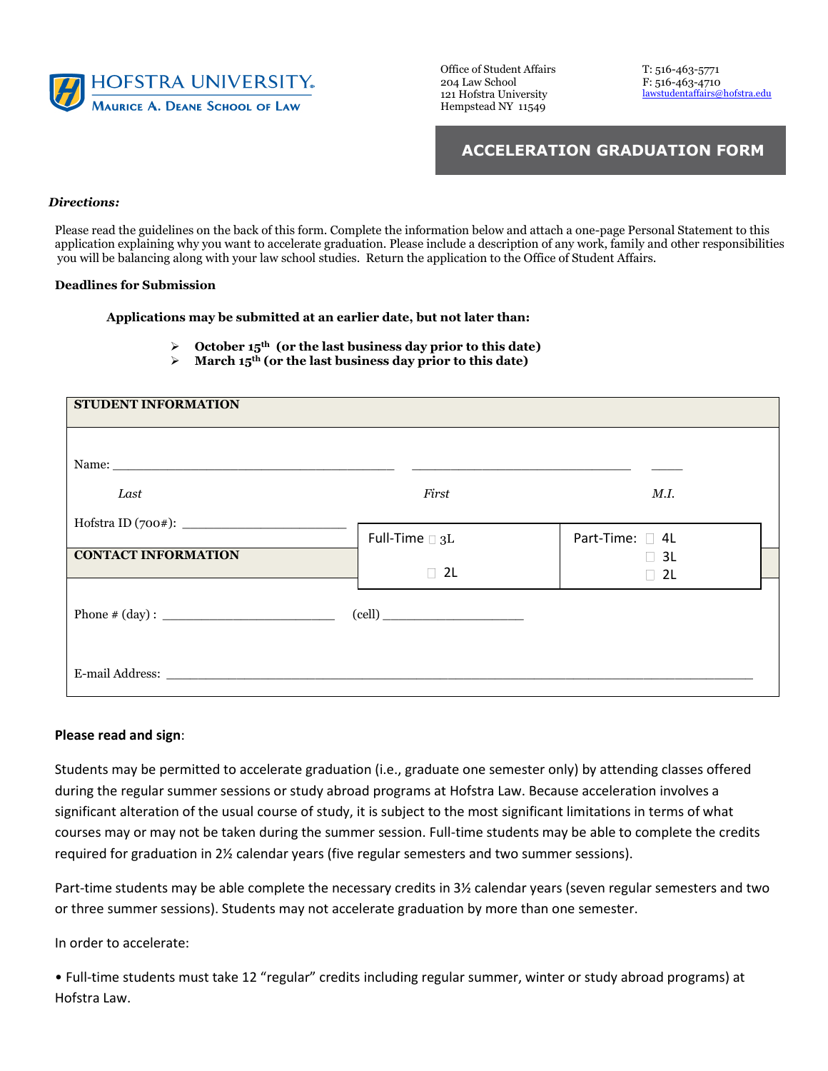HOFSTRA UNIVERSITY
MAURICE A. DEANE SCHOOL OF LAW

Office of Student Affairs
204 Law School
121 Hofstra University
Hempstead NY 11549

T: 516-463-5771
F: 516-463-4710
lawstudentaffairs@hofstra.edu

# ACCELERATION GRADUATION FORM

***Directions:***

Please read the guidelines on the back of this form. Complete the information below and attach a one-page Personal Statement to this application explaining why you want to accelerate graduation. Please include a description of any work, family and other responsibilities you will be balancing along with your law school studies. Return the application to the Office of Student Affairs.

**Deadlines for Submission**

**Applications may be submitted at an earlier date, but not later than:**

- **October 15th (or the last business day prior to this date)**
- **March 15th (or the last business day prior to this date)**

**STUDENT INFORMATION**

Name: ______________________________ ______________________________ _____

*Last* *First* *M.I.*

Hofstra ID (700#): ______________________

| Full-Time | Part-Time |
|---|---|
| ☐ 3L<br>☐ 2L | ☐ 4L<br>☐ 3L<br>☐ 2L |

**CONTACT INFORMATION**

Phone # (day) : ______________________ (cell) ____________________

E-mail Address: ______________________________________________________________

**Please read and sign**:

Students may be permitted to accelerate graduation (i.e., graduate one semester only) by attending classes offered during the regular summer sessions or study abroad programs at Hofstra Law. Because acceleration involves a significant alteration of the usual course of study, it is subject to the most significant limitations in terms of what courses may or may not be taken during the summer session. Full-time students may be able to complete the credits required for graduation in 2½ calendar years (five regular semesters and two summer sessions).

Part-time students may be able complete the necessary credits in 3½ calendar years (seven regular semesters and two or three summer sessions). Students may not accelerate graduation by more than one semester.

In order to accelerate:

• Full-time students must take 12 "regular" credits including regular summer, winter or study abroad programs) at Hofstra Law.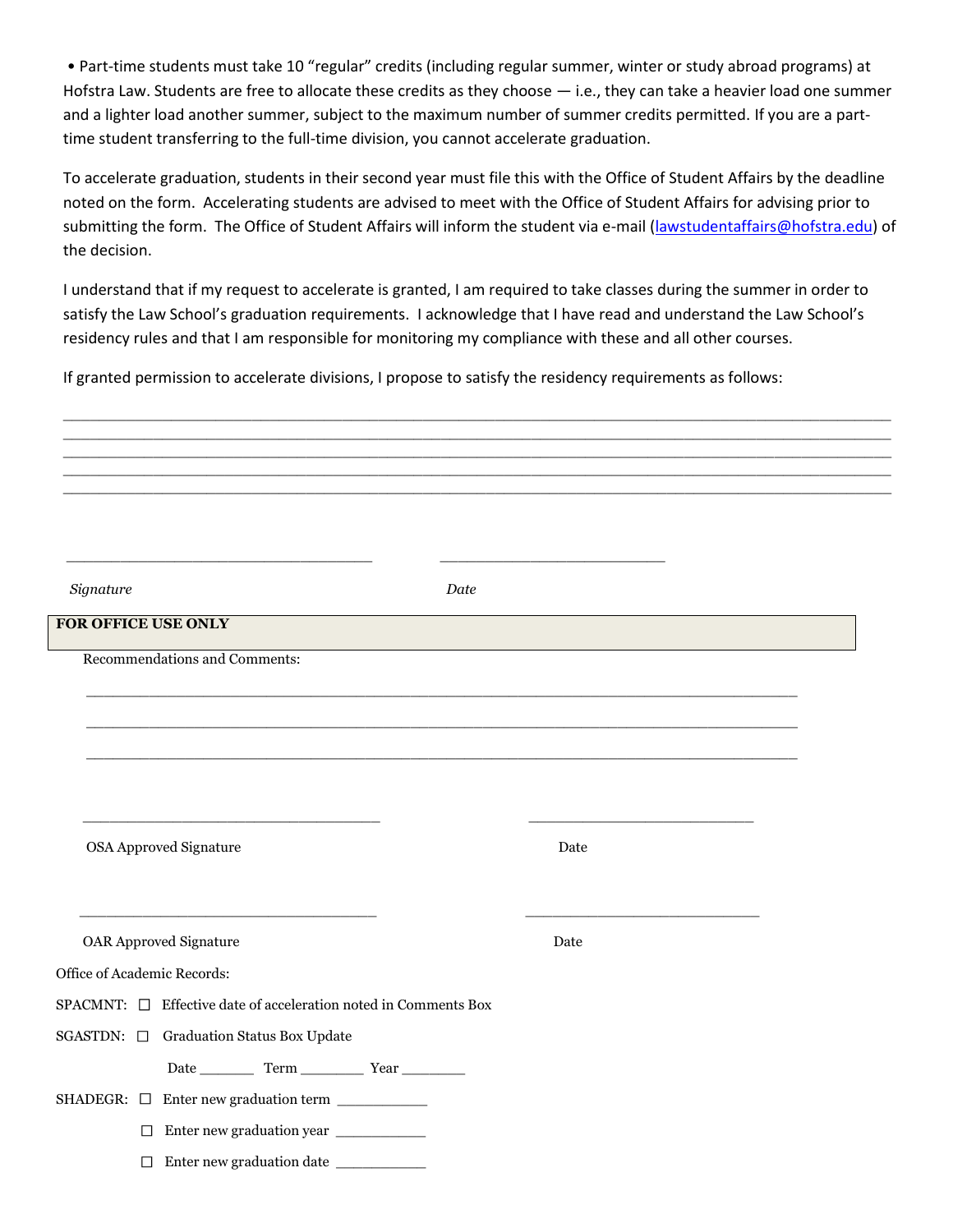- Part-time students must take 10 "regular" credits (including regular summer, winter or study abroad programs) at Hofstra Law. Students are free to allocate these credits as they choose — i.e., they can take a heavier load one summer and a lighter load another summer, subject to the maximum number of summer credits permitted. If you are a part-time student transferring to the full-time division, you cannot accelerate graduation.

To accelerate graduation, students in their second year must file this with the Office of Student Affairs by the deadline noted on the form. Accelerating students are advised to meet with the Office of Student Affairs for advising prior to submitting the form. The Office of Student Affairs will inform the student via e-mail (lawstudentaffairs@hofstra.edu) of the decision.

I understand that if my request to accelerate is granted, I am required to take classes during the summer in order to satisfy the Law School's graduation requirements. I acknowledge that I have read and understand the Law School's residency rules and that I am responsible for monitoring my compliance with these and all other courses.

If granted permission to accelerate divisions, I propose to satisfy the residency requirements as follows:

_______________________________________________________________________________________________
_______________________________________________________________________________________________
_______________________________________________________________________________________________
_______________________________________________________________________________________________
_______________________________________________________________________________________________

_________________________________ _________________________

*Signature* *Date*

**FOR OFFICE USE ONLY**

Recommendations and Comments:

_______________________________________________________________________________
_______________________________________________________________________________
_______________________________________________________________________________

_________________________________ _________________________

OSA Approved Signature Date

_________________________________ _________________________

OAR Approved Signature Date

Office of Academic Records:

SPACMNT: ☐ Effective date of acceleration noted in Comments Box

SGASTDN: ☐ Graduation Status Box Update

Date _______ Term ________ Year ________

SHADEGR: ☐ Enter new graduation term ___________

☐ Enter new graduation year ___________

☐ Enter new graduation date ___________